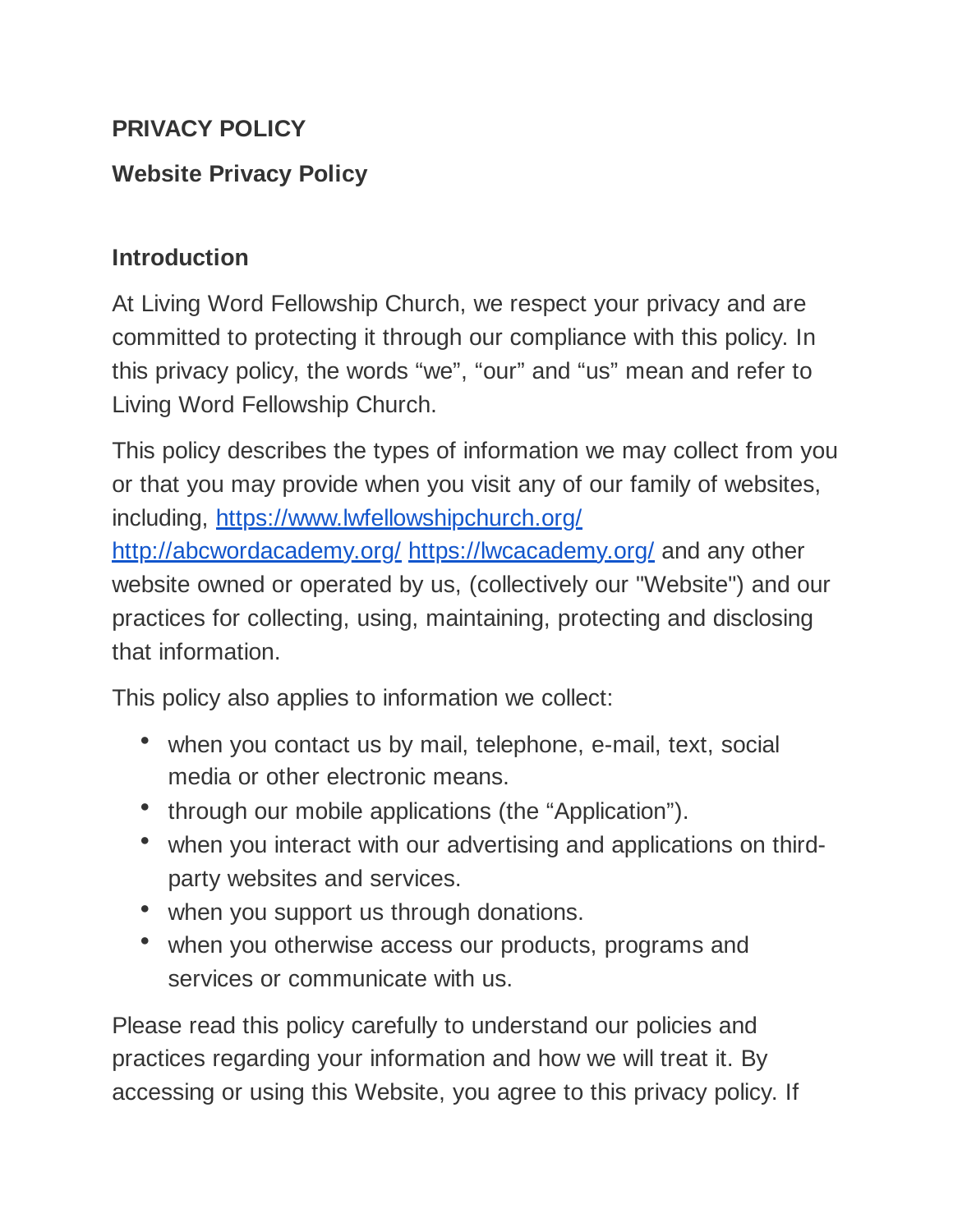# PRIVACY POLICY

## Website Privacy Policy

### Introduction

At Living Word Fellowship Church, we respect your privacy and are committed to protecting it through our compliance with this policy. In this privacy policy, the words "we", "our" and "us" mean and refer to Living Word Fellowship Church.

This policy describes the types of information we may collect from you or that you may provide when you visit any of our family of websites, including, [https://www.lwfellowshipchurch.org/](https://www.lwfellowshipchurch.org/) [http://abcwordacademy.org/](http://abcwordacademy.org/) [https://lwcacademy.org/](https://lwcacademy.org/) and any other website owned or operated by us, (collectively our "Website") and our practices for collecting, using, maintaining, protecting and disclosing that information.

This policy also applies to information we collect:

- when you contact us by mail, telephone, e-mail, text, social media or other electronic means.
- through our mobile applications (the "Application").
- when you interact with our advertising and applications on third-party websites and services.
- when you support us through donations.
- when you otherwise access our products, programs and services or communicate with us.

Please read this policy carefully to understand our policies and practices regarding your information and how we will treat it. By accessing or using this Website, you agree to this privacy policy. If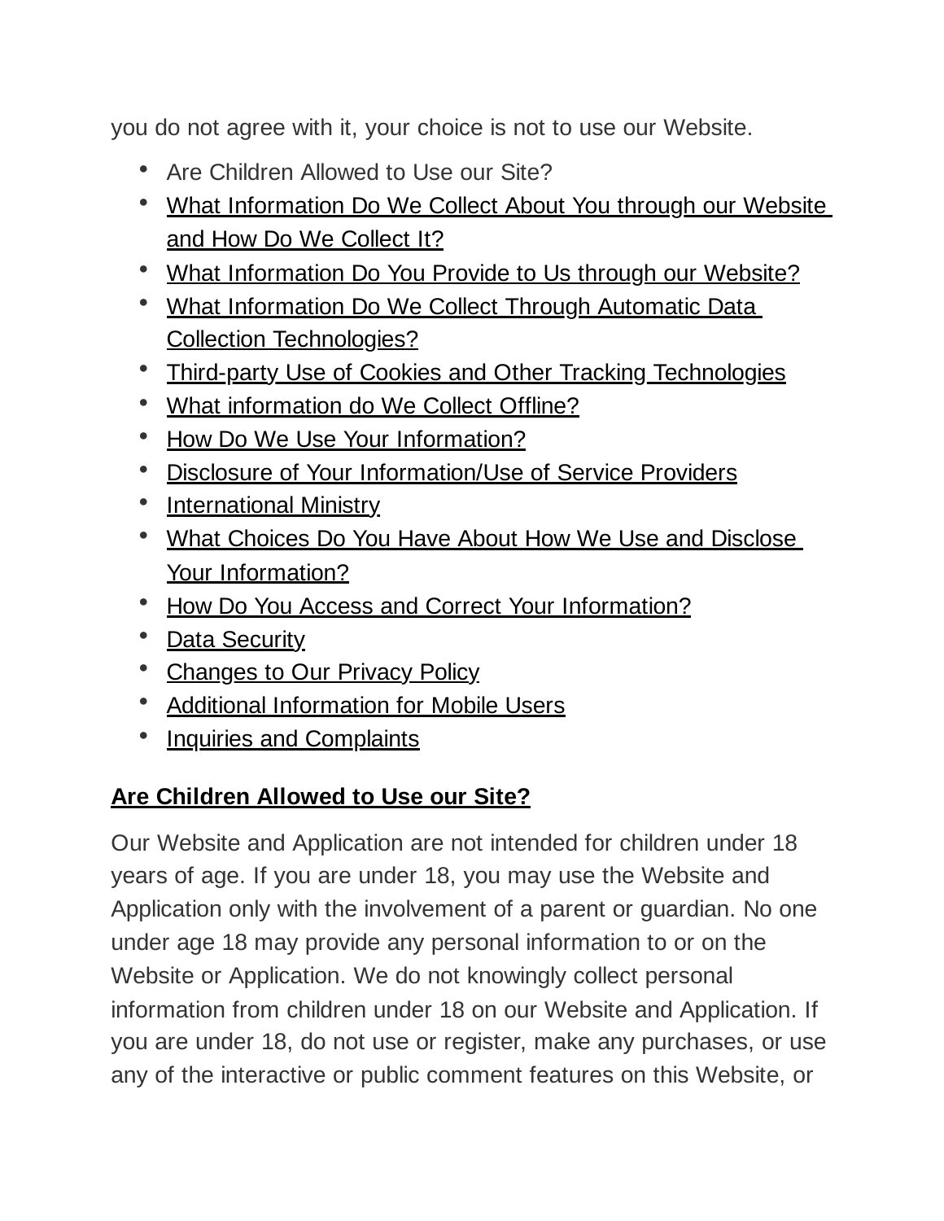you do not agree with it, your choice is not to use our Website.

- Are Children Allowed to Use our Site?
- What Information Do We Collect About You through our Website and How Do We Collect It?
- What Information Do You Provide to Us through our Website?
- What Information Do We Collect Through Automatic Data Collection Technologies?
- Third-party Use of Cookies and Other Tracking Technologies
- What information do We Collect Offline?
- How Do We Use Your Information?
- Disclosure of Your Information/Use of Service Providers
- International Ministry
- What Choices Do You Have About How We Use and Disclose Your Information?
- How Do You Access and Correct Your Information?
- Data Security
- Changes to Our Privacy Policy
- Additional Information for Mobile Users
- Inquiries and Complaints

## Are Children Allowed to Use our Site?

Our Website and Application are not intended for children under 18 years of age. If you are under 18, you may use the Website and Application only with the involvement of a parent or guardian. No one under age 18 may provide any personal information to or on the Website or Application. We do not knowingly collect personal information from children under 18 on our Website and Application. If you are under 18, do not use or register, make any purchases, or use any of the interactive or public comment features on this Website, or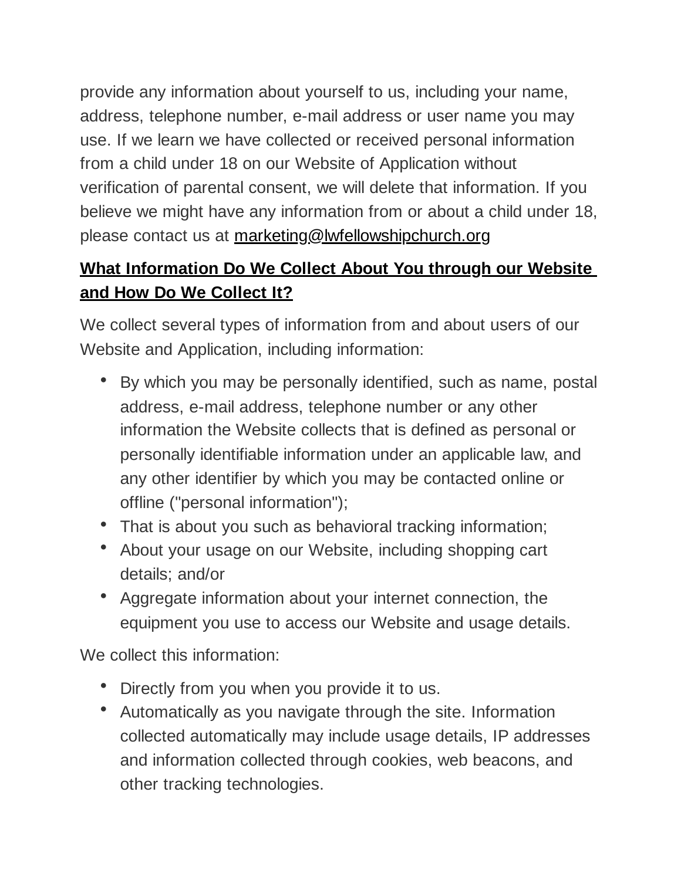provide any information about yourself to us, including your name, address, telephone number, e-mail address or user name you may use. If we learn we have collected or received personal information from a child under 18 on our Website of Application without verification of parental consent, we will delete that information. If you believe we might have any information from or about a child under 18, please contact us at marketing@lwfellowshipchurch.org

**What Information Do We Collect About You through our Website and How Do We Collect It?**

We collect several types of information from and about users of our Website and Application, including information:

- By which you may be personally identified, such as name, postal address, e-mail address, telephone number or any other information the Website collects that is defined as personal or personally identifiable information under an applicable law, and any other identifier by which you may be contacted online or offline ("personal information");
- That is about you such as behavioral tracking information;
- About your usage on our Website, including shopping cart details; and/or
- Aggregate information about your internet connection, the equipment you use to access our Website and usage details.

We collect this information:

- Directly from you when you provide it to us.
- Automatically as you navigate through the site. Information collected automatically may include usage details, IP addresses and information collected through cookies, web beacons, and other tracking technologies.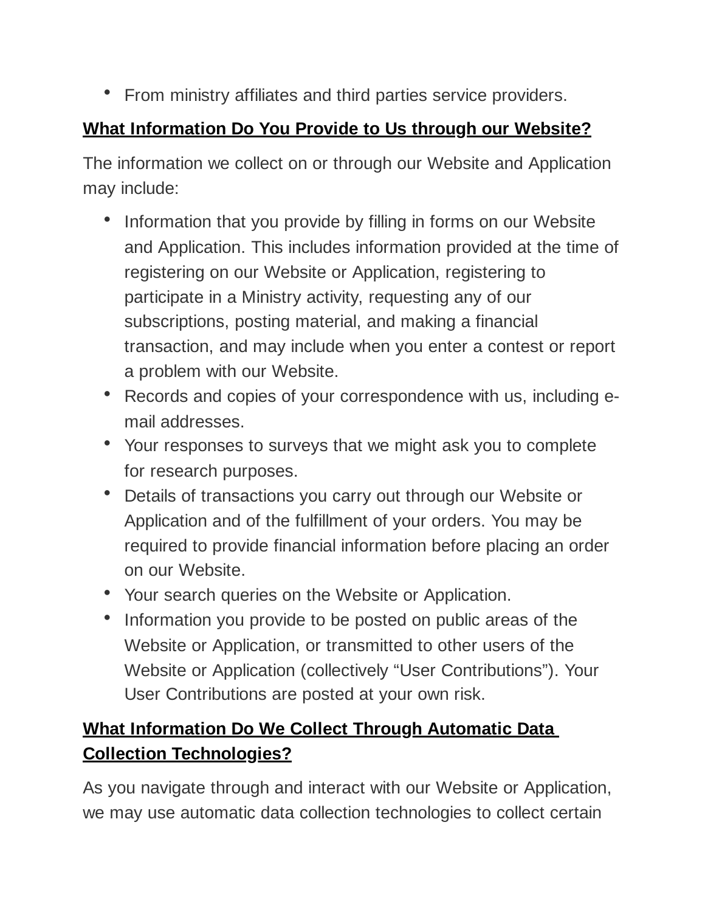- From ministry affiliates and third parties service providers.

**What Information Do You Provide to Us through our Website?**

The information we collect on or through our Website and Application may include:

- Information that you provide by filling in forms on our Website and Application. This includes information provided at the time of registering on our Website or Application, registering to participate in a Ministry activity, requesting any of our subscriptions, posting material, and making a financial transaction, and may include when you enter a contest or report a problem with our Website.
- Records and copies of your correspondence with us, including e-mail addresses.
- Your responses to surveys that we might ask you to complete for research purposes.
- Details of transactions you carry out through our Website or Application and of the fulfillment of your orders. You may be required to provide financial information before placing an order on our Website.
- Your search queries on the Website or Application.
- Information you provide to be posted on public areas of the Website or Application, or transmitted to other users of the Website or Application (collectively "User Contributions"). Your User Contributions are posted at your own risk.

**What Information Do We Collect Through Automatic Data Collection Technologies?**

As you navigate through and interact with our Website or Application, we may use automatic data collection technologies to collect certain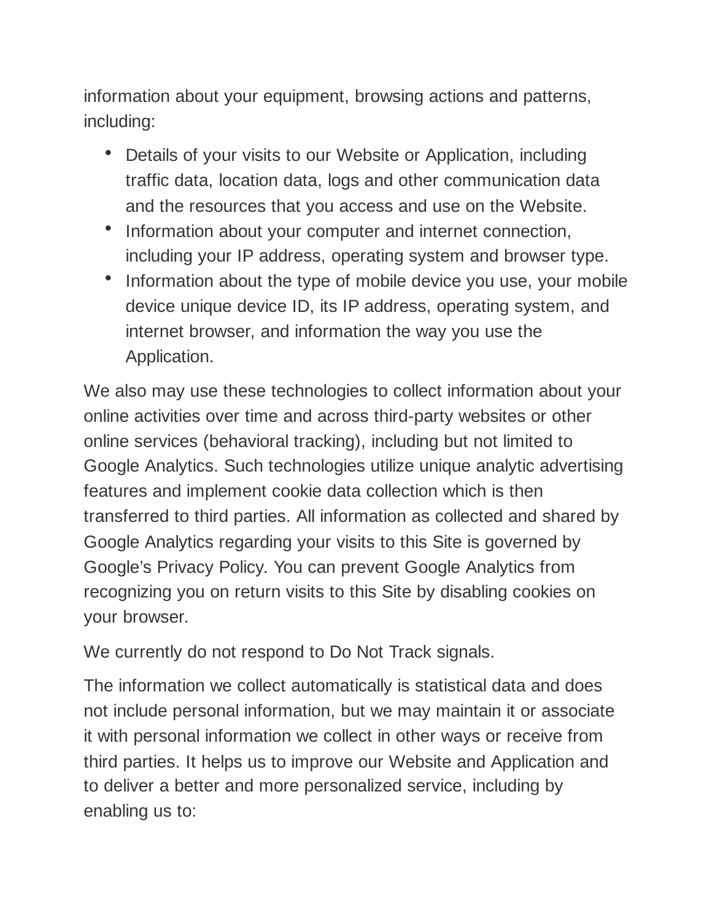information about your equipment, browsing actions and patterns, including:

- Details of your visits to our Website or Application, including traffic data, location data, logs and other communication data and the resources that you access and use on the Website.
- Information about your computer and internet connection, including your IP address, operating system and browser type.
- Information about the type of mobile device you use, your mobile device unique device ID, its IP address, operating system, and internet browser, and information the way you use the Application.

We also may use these technologies to collect information about your online activities over time and across third-party websites or other online services (behavioral tracking), including but not limited to Google Analytics. Such technologies utilize unique analytic advertising features and implement cookie data collection which is then transferred to third parties. All information as collected and shared by Google Analytics regarding your visits to this Site is governed by Google's Privacy Policy. You can prevent Google Analytics from recognizing you on return visits to this Site by disabling cookies on your browser.

We currently do not respond to Do Not Track signals.

The information we collect automatically is statistical data and does not include personal information, but we may maintain it or associate it with personal information we collect in other ways or receive from third parties. It helps us to improve our Website and Application and to deliver a better and more personalized service, including by enabling us to: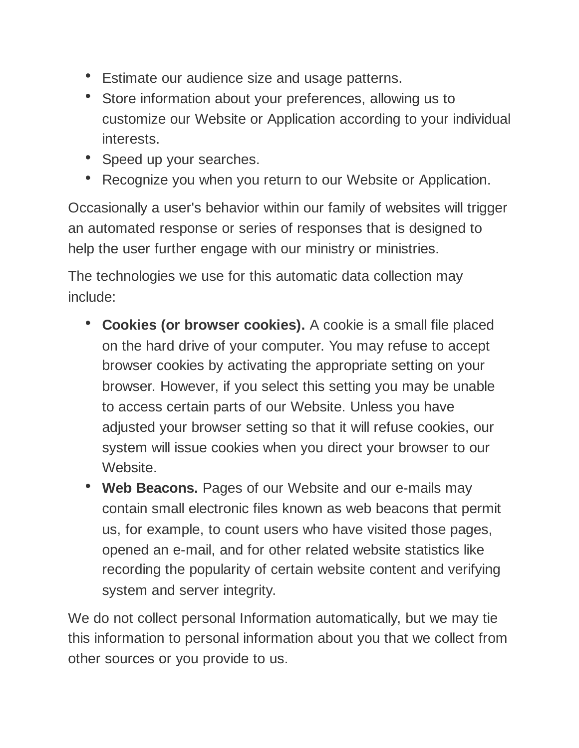- Estimate our audience size and usage patterns.
- Store information about your preferences, allowing us to customize our Website or Application according to your individual interests.
- Speed up your searches.
- Recognize you when you return to our Website or Application.

Occasionally a user's behavior within our family of websites will trigger an automated response or series of responses that is designed to help the user further engage with our ministry or ministries.

The technologies we use for this automatic data collection may include:

- **Cookies (or browser cookies).** A cookie is a small file placed on the hard drive of your computer. You may refuse to accept browser cookies by activating the appropriate setting on your browser. However, if you select this setting you may be unable to access certain parts of our Website. Unless you have adjusted your browser setting so that it will refuse cookies, our system will issue cookies when you direct your browser to our Website.
- **Web Beacons.** Pages of our Website and our e-mails may contain small electronic files known as web beacons that permit us, for example, to count users who have visited those pages, opened an e-mail, and for other related website statistics like recording the popularity of certain website content and verifying system and server integrity.

We do not collect personal Information automatically, but we may tie this information to personal information about you that we collect from other sources or you provide to us.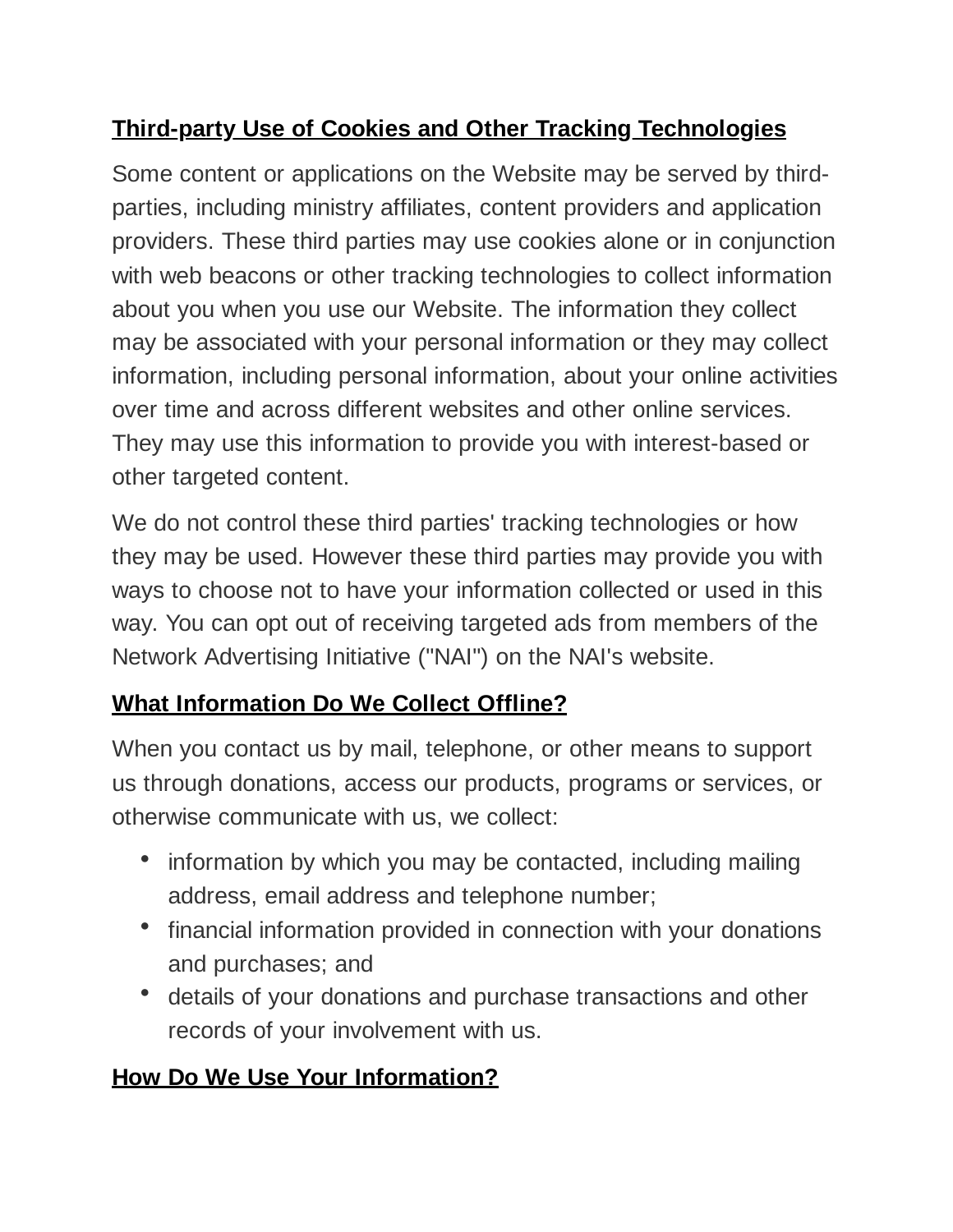## Third-party Use of Cookies and Other Tracking Technologies

Some content or applications on the Website may be served by third-parties, including ministry affiliates, content providers and application providers. These third parties may use cookies alone or in conjunction with web beacons or other tracking technologies to collect information about you when you use our Website. The information they collect may be associated with your personal information or they may collect information, including personal information, about your online activities over time and across different websites and other online services. They may use this information to provide you with interest-based or other targeted content.

We do not control these third parties' tracking technologies or how they may be used. However these third parties may provide you with ways to choose not to have your information collected or used in this way. You can opt out of receiving targeted ads from members of the Network Advertising Initiative ("NAI") on the NAI's website.

## What Information Do We Collect Offline?

When you contact us by mail, telephone, or other means to support us through donations, access our products, programs or services, or otherwise communicate with us, we collect:

- information by which you may be contacted, including mailing address, email address and telephone number;
- financial information provided in connection with your donations and purchases; and
- details of your donations and purchase transactions and other records of your involvement with us.

## How Do We Use Your Information?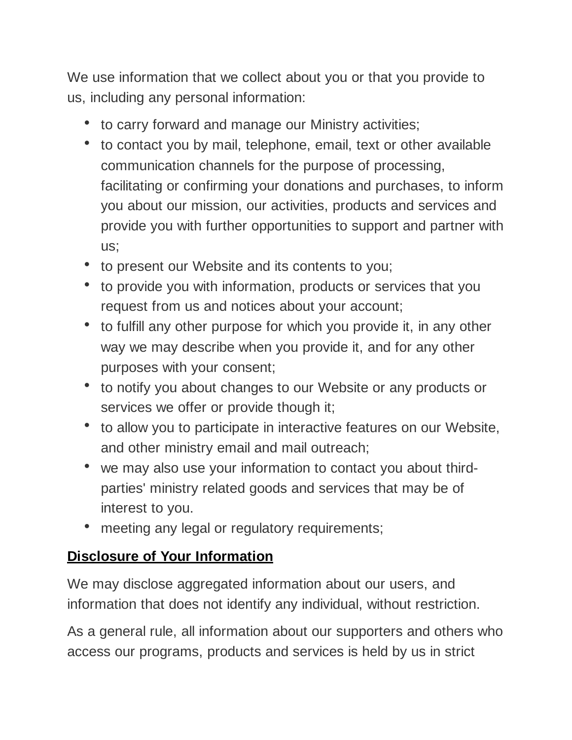We use information that we collect about you or that you provide to us, including any personal information:

- to carry forward and manage our Ministry activities;
- to contact you by mail, telephone, email, text or other available communication channels for the purpose of processing, facilitating or confirming your donations and purchases, to inform you about our mission, our activities, products and services and provide you with further opportunities to support and partner with us;
- to present our Website and its contents to you;
- to provide you with information, products or services that you request from us and notices about your account;
- to fulfill any other purpose for which you provide it, in any other way we may describe when you provide it, and for any other purposes with your consent;
- to notify you about changes to our Website or any products or services we offer or provide though it;
- to allow you to participate in interactive features on our Website, and other ministry email and mail outreach;
- we may also use your information to contact you about third-parties' ministry related goods and services that may be of interest to you.
- meeting any legal or regulatory requirements;

**Disclosure of Your Information**

We may disclose aggregated information about our users, and information that does not identify any individual, without restriction.

As a general rule, all information about our supporters and others who access our programs, products and services is held by us in strict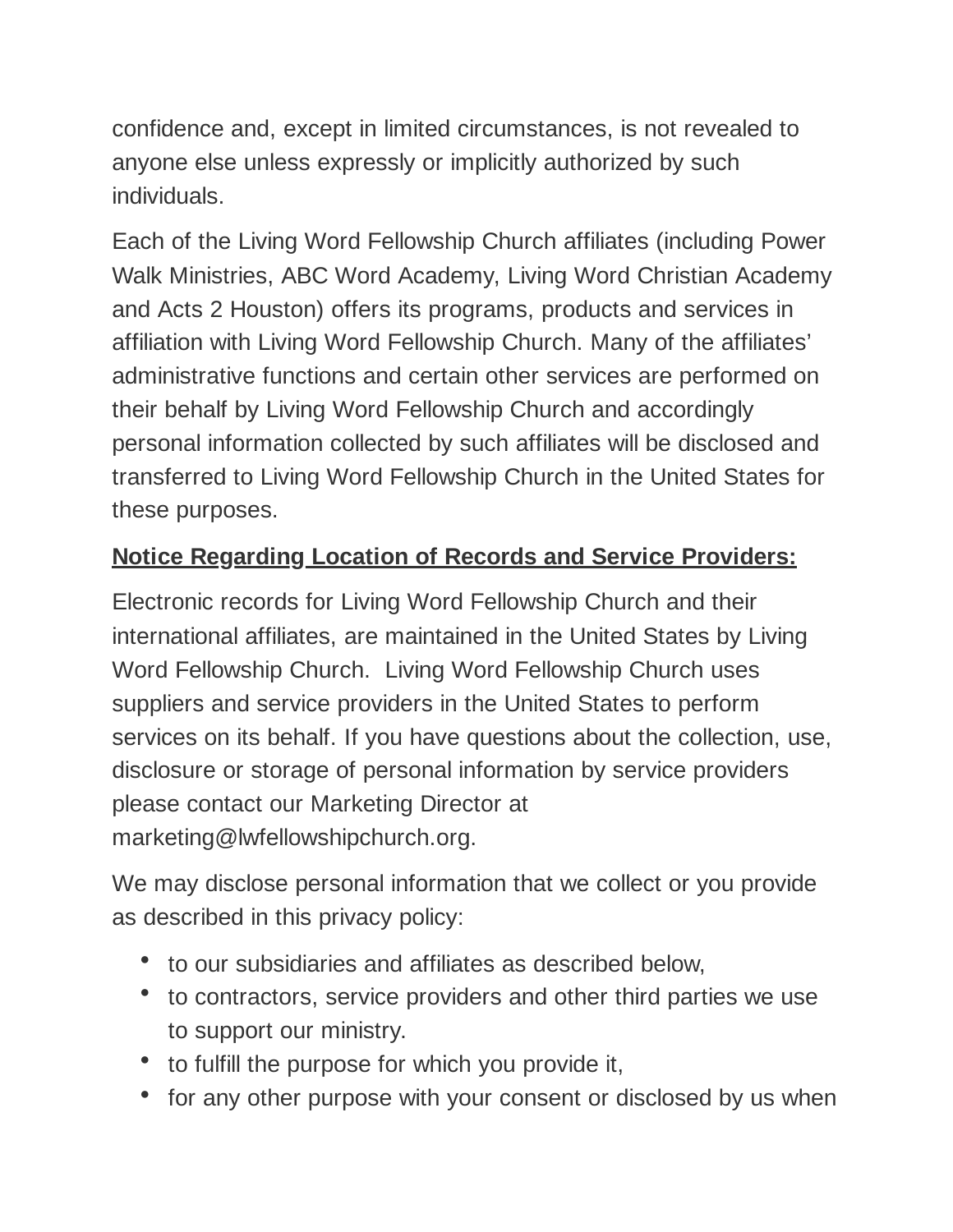confidence and, except in limited circumstances, is not revealed to anyone else unless expressly or implicitly authorized by such individuals.

Each of the Living Word Fellowship Church affiliates (including Power Walk Ministries, ABC Word Academy, Living Word Christian Academy and Acts 2 Houston) offers its programs, products and services in affiliation with Living Word Fellowship Church. Many of the affiliates' administrative functions and certain other services are performed on their behalf by Living Word Fellowship Church and accordingly personal information collected by such affiliates will be disclosed and transferred to Living Word Fellowship Church in the United States for these purposes.

**Notice Regarding Location of Records and Service Providers:**

Electronic records for Living Word Fellowship Church and their international affiliates, are maintained in the United States by Living Word Fellowship Church. Living Word Fellowship Church uses suppliers and service providers in the United States to perform services on its behalf. If you have questions about the collection, use, disclosure or storage of personal information by service providers please contact our Marketing Director at marketing@lwfellowshipchurch.org.

We may disclose personal information that we collect or you provide as described in this privacy policy:

- to our subsidiaries and affiliates as described below,
- to contractors, service providers and other third parties we use to support our ministry.
- to fulfill the purpose for which you provide it,
- for any other purpose with your consent or disclosed by us when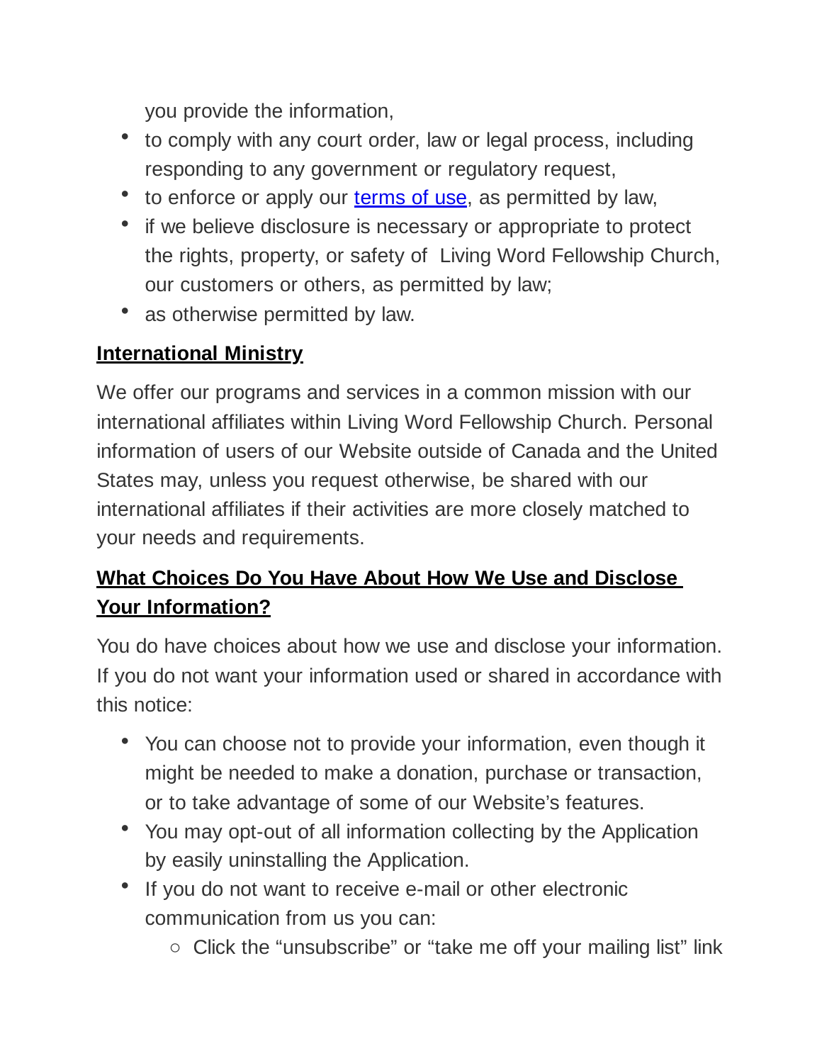you provide the information,

- to comply with any court order, law or legal process, including responding to any government or regulatory request,
- to enforce or apply our [terms of use](), as permitted by law,
- if we believe disclosure is necessary or appropriate to protect the rights, property, or safety of Living Word Fellowship Church, our customers or others, as permitted by law;
- as otherwise permitted by law.

**International Ministry**

We offer our programs and services in a common mission with our international affiliates within Living Word Fellowship Church. Personal information of users of our Website outside of Canada and the United States may, unless you request otherwise, be shared with our international affiliates if their activities are more closely matched to your needs and requirements.

**What Choices Do You Have About How We Use and Disclose Your Information?**

You do have choices about how we use and disclose your information. If you do not want your information used or shared in accordance with this notice:

- You can choose not to provide your information, even though it might be needed to make a donation, purchase or transaction, or to take advantage of some of our Website's features.
- You may opt-out of all information collecting by the Application by easily uninstalling the Application.
- If you do not want to receive e-mail or other electronic communication from us you can:
    - Click the "unsubscribe" or "take me off your mailing list" link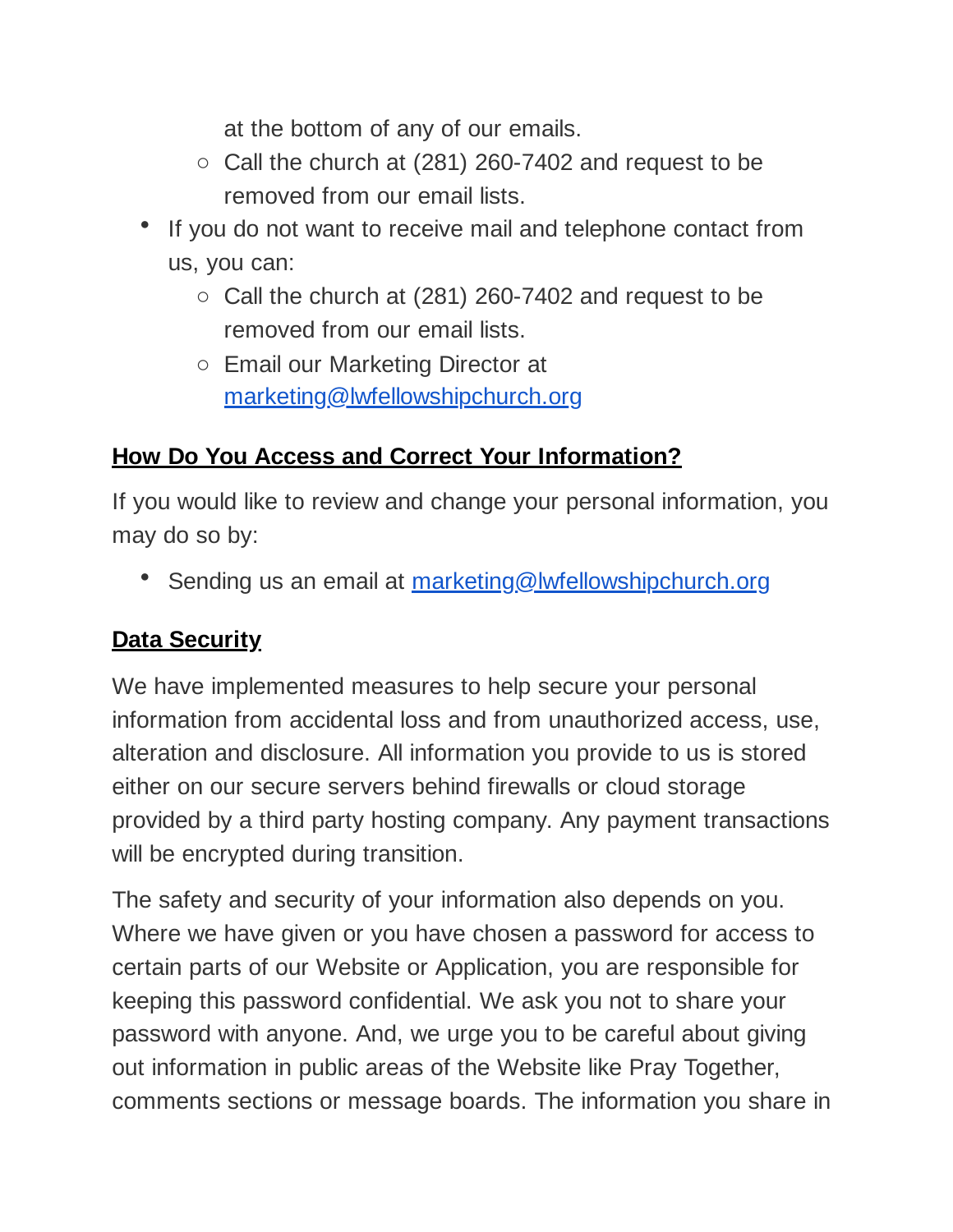at the bottom of any of our emails.
    - Call the church at (281) 260-7402 and request to be removed from our email lists.
- If you do not want to receive mail and telephone contact from us, you can:
    - Call the church at (281) 260-7402 and request to be removed from our email lists.
    - Email our Marketing Director at marketing@lwfellowshipchurch.org

**How Do You Access and Correct Your Information?**

If you would like to review and change your personal information, you may do so by:

- Sending us an email at marketing@lwfellowshipchurch.org

**Data Security**

We have implemented measures to help secure your personal information from accidental loss and from unauthorized access, use, alteration and disclosure. All information you provide to us is stored either on our secure servers behind firewalls or cloud storage provided by a third party hosting company. Any payment transactions will be encrypted during transition.

The safety and security of your information also depends on you. Where we have given or you have chosen a password for access to certain parts of our Website or Application, you are responsible for keeping this password confidential. We ask you not to share your password with anyone. And, we urge you to be careful about giving out information in public areas of the Website like Pray Together, comments sections or message boards. The information you share in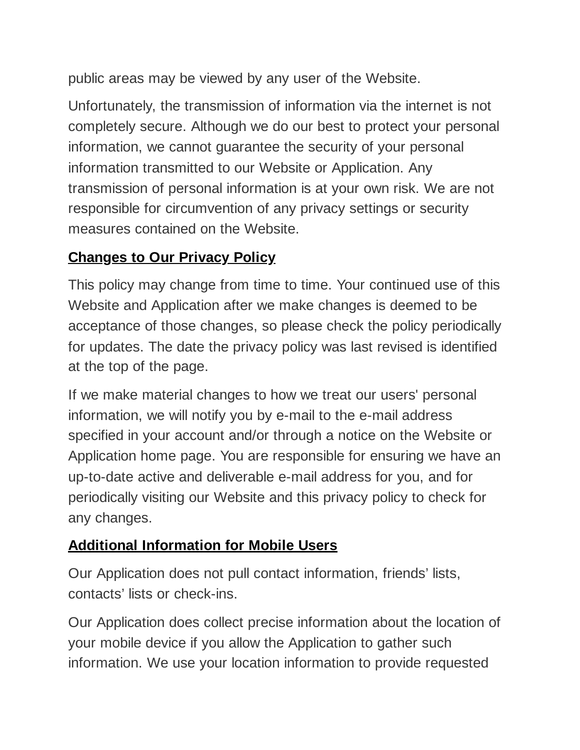public areas may be viewed by any user of the Website.

Unfortunately, the transmission of information via the internet is not completely secure. Although we do our best to protect your personal information, we cannot guarantee the security of your personal information transmitted to our Website or Application. Any transmission of personal information is at your own risk. We are not responsible for circumvention of any privacy settings or security measures contained on the Website.

## Changes to Our Privacy Policy

This policy may change from time to time. Your continued use of this Website and Application after we make changes is deemed to be acceptance of those changes, so please check the policy periodically for updates. The date the privacy policy was last revised is identified at the top of the page.

If we make material changes to how we treat our users' personal information, we will notify you by e-mail to the e-mail address specified in your account and/or through a notice on the Website or Application home page. You are responsible for ensuring we have an up-to-date active and deliverable e-mail address for you, and for periodically visiting our Website and this privacy policy to check for any changes.

## Additional Information for Mobile Users

Our Application does not pull contact information, friends' lists, contacts' lists or check-ins.

Our Application does collect precise information about the location of your mobile device if you allow the Application to gather such information. We use your location information to provide requested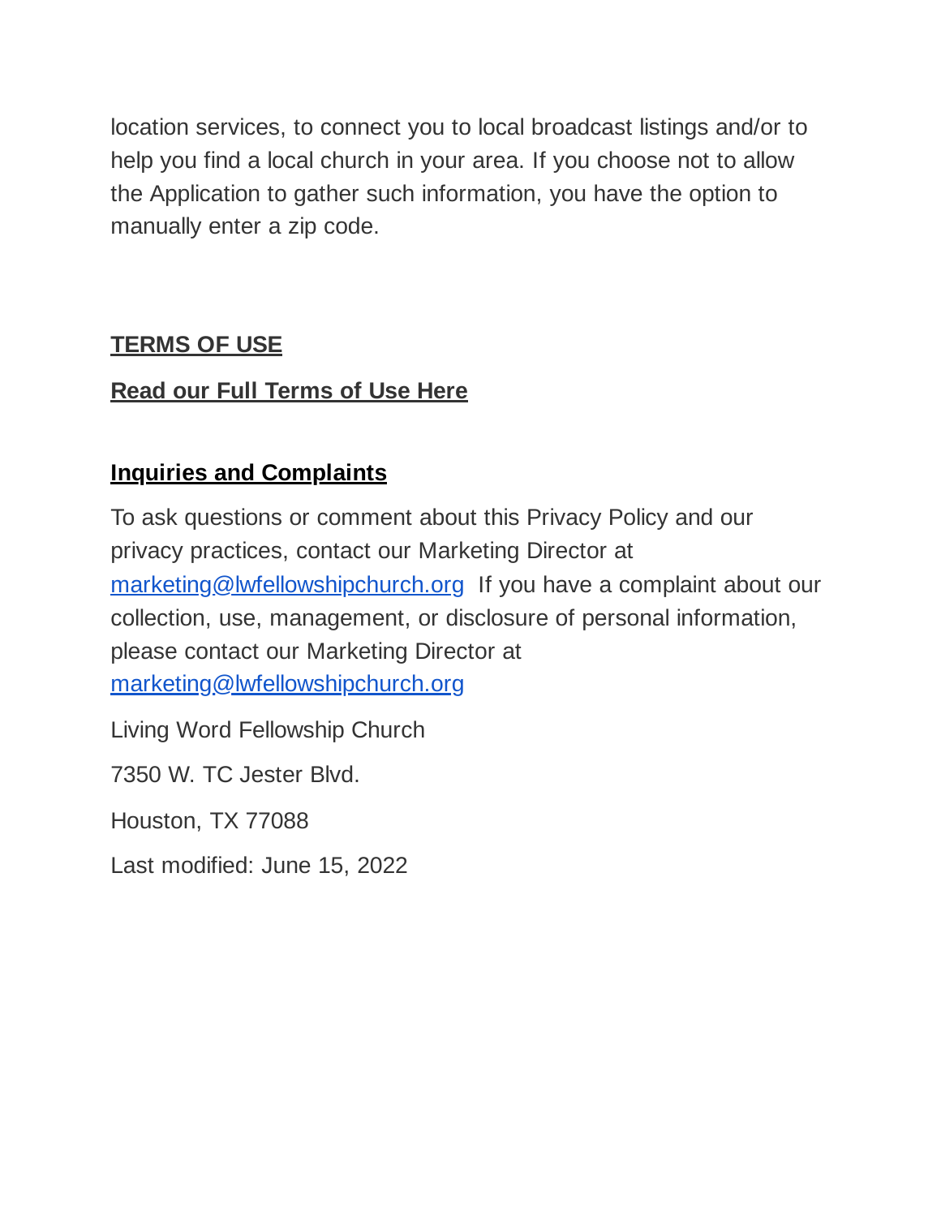location services, to connect you to local broadcast listings and/or to help you find a local church in your area. If you choose not to allow the Application to gather such information, you have the option to manually enter a zip code.

**TERMS OF USE**

**Read our Full Terms of Use Here**

**Inquiries and Complaints**

To ask questions or comment about this Privacy Policy and our privacy practices, contact our Marketing Director at marketing@lwfellowshipchurch.org If you have a complaint about our collection, use, management, or disclosure of personal information, please contact our Marketing Director at marketing@lwfellowshipchurch.org

Living Word Fellowship Church

7350 W. TC Jester Blvd.

Houston, TX 77088

Last modified: June 15, 2022